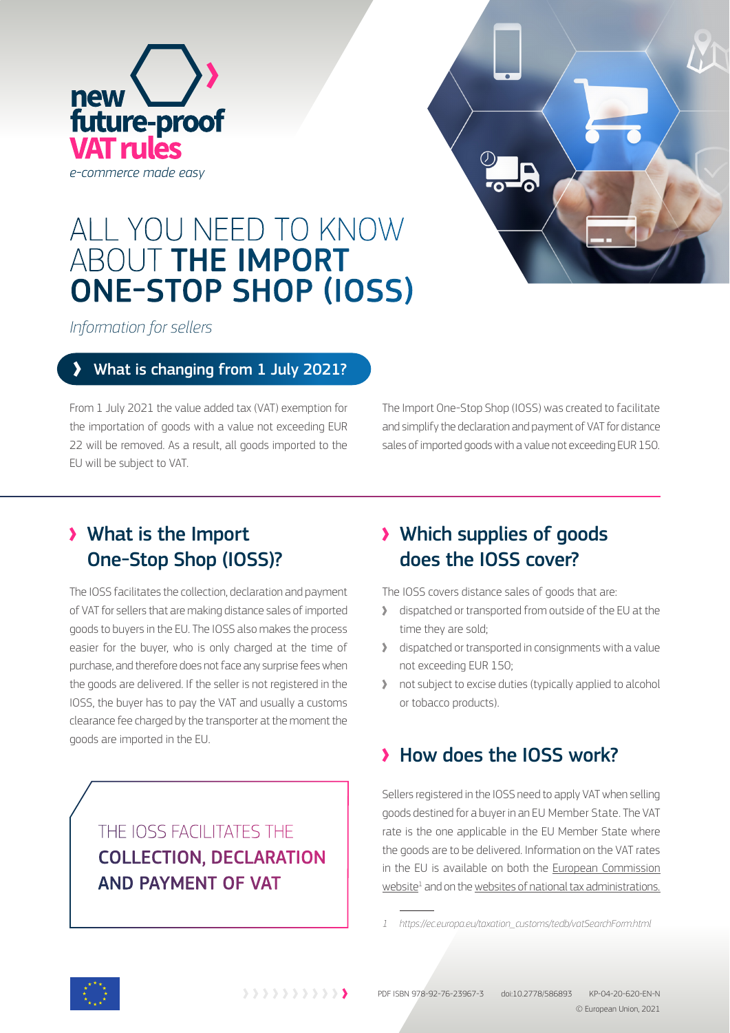**new future-proof VAT rules**

*e-commerce made easy*

# ALL YOU NEED TO KNOW ABOUT **THE IMPORT ONE-STOP SHOP (IOSS)**

*Information for sellers*

## What is changing from 1 July 2021?

From 1 July 2021 the value added tax (VAT) exemption for the importation of goods with a value not exceeding EUR 22 will be removed. As a result, all goods imported to the EU will be subject to VAT.

The Import One-Stop Shop (IOSS) was created to facilitate and simplify the declaration and payment of VAT for distance sales of imported goods with a value not exceeding EUR 150.

## What is the Import One-Stop Shop (IOSS)?

The IOSS facilitates the collection, declaration and payment of VAT for sellers that are making distance sales of imported goods to buyers in the EU. The IOSS also makes the process easier for the buyer, who is only charged at the time of purchase, and therefore does not face any surprise fees when the goods are delivered. If the seller is not registered in the IOSS, the buyer has to pay the VAT and usually a customs clearance fee charged by the transporter at the moment the goods are imported in the EU.

> THE IOSS FACILITATES THE **COLLECTION, DECLARATION AND PAYMENT OF VAT**

## Which supplies of goods does the IOSS cover?

The IOSS covers distance sales of goods that are:

- dispatched or transported from outside of the EU at the time they are sold;
- dispatched or transported in consignments with a value not exceeding EUR 150;
- not subject to excise duties (typically applied to alcohol or tobacco products).

## How does the IOSS work?

Sellers registered in the IOSS need to apply VAT when selling goods destined for a buyer in an EU Member State. The VAT rate is the one applicable in the EU Member State where the goods are to be delivered. Information on the VAT rates in the EU is available on both the European Commission website[1] and on the websites of national tax administrations.

1 https://ec.europa.eu/taxation_customs/tedb/vatSearchForm.html

PDF ISBN 978-92-76-23967-3 doi:10.2778/586893 KP-04-20-620-EN-N

© European Union, 2021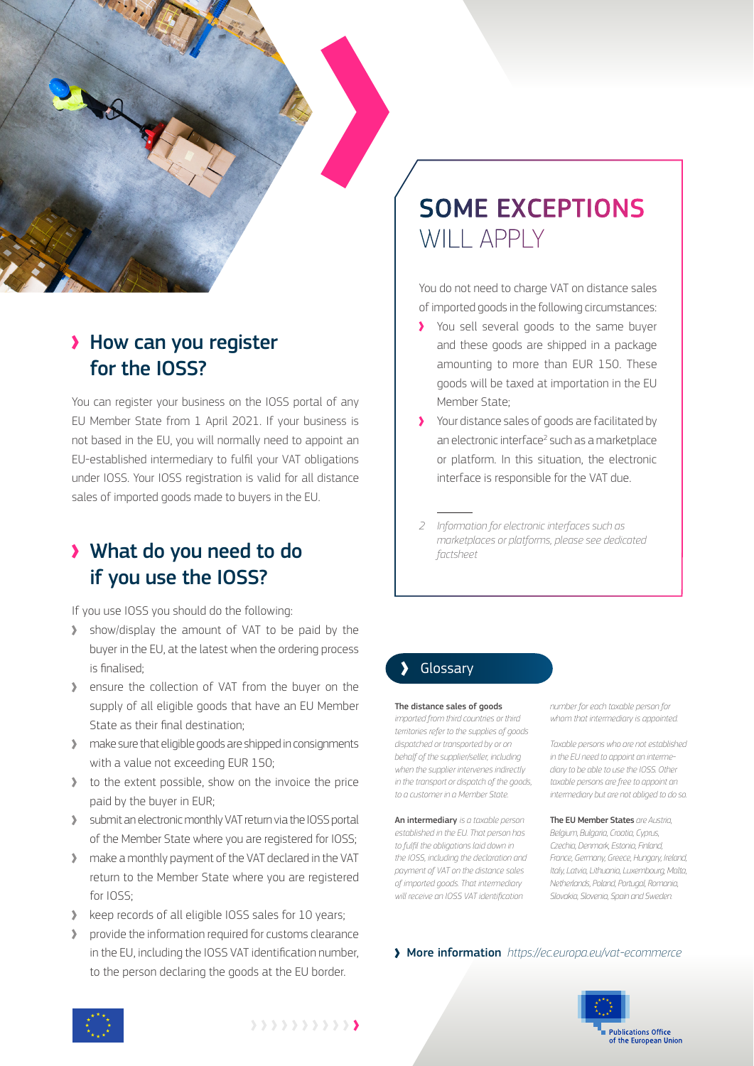## How can you register for the IOSS?

You can register your business on the IOSS portal of any EU Member State from 1 April 2021. If your business is not based in the EU, you will normally need to appoint an EU-established intermediary to fulfil your VAT obligations under IOSS. Your IOSS registration is valid for all distance sales of imported goods made to buyers in the EU.

## What do you need to do if you use the IOSS?

If you use IOSS you should do the following:

- show/display the amount of VAT to be paid by the buyer in the EU, at the latest when the ordering process is finalised;
- ensure the collection of VAT from the buyer on the supply of all eligible goods that have an EU Member State as their final destination;
- make sure that eligible goods are shipped in consignments with a value not exceeding EUR 150;
- to the extent possible, show on the invoice the price paid by the buyer in EUR;
- submit an electronic monthly VAT return via the IOSS portal of the Member State where you are registered for IOSS;
- make a monthly payment of the VAT declared in the VAT return to the Member State where you are registered for IOSS;
- keep records of all eligible IOSS sales for 10 years;
- provide the information required for customs clearance in the EU, including the IOSS VAT identification number, to the person declaring the goods at the EU border.

## SOME EXCEPTIONS WILL APPLY

You do not need to charge VAT on distance sales of imported goods in the following circumstances:

- You sell several goods to the same buyer and these goods are shipped in a package amounting to more than EUR 150. These goods will be taxed at importation in the EU Member State;
- Your distance sales of goods are facilitated by an electronic interface[2] such as a marketplace or platform. In this situation, the electronic interface is responsible for the VAT due.

*2 Information for electronic interfaces such as marketplaces or platforms, please see dedicated factsheet*

## Glossary

**The distance sales of goods** *imported from third countries or third territories refer to the supplies of goods dispatched or transported by or on behalf of the supplier/seller, including when the supplier intervenes indirectly in the transport or dispatch of the goods, to a customer in a Member State.*

**An intermediary** *is a taxable person established in the EU. That person has to fulfil the obligations laid down in the IOSS, including the declaration and payment of VAT on the distance sales of imported goods. That intermediary will receive an IOSS VAT identification number for each taxable person for whom that intermediary is appointed.*

*Taxable persons who are not established in the EU need to appoint an intermediary to be able to use the IOSS. Other taxable persons are free to appoint an intermediary but are not obliged to do so.*

**The EU Member States** *are Austria, Belgium, Bulgaria, Croatia, Cyprus, Czechia, Denmark, Estonia, Finland, France, Germany, Greece, Hungary, Ireland, Italy, Latvia, Lithuania, Luxembourg, Malta, Netherlands, Poland, Portugal, Romania, Slovakia, Slovenia, Spain and Sweden.*

**More information** *https://ec.europa.eu/vat-ecommerce*

Publications Office of the European Union